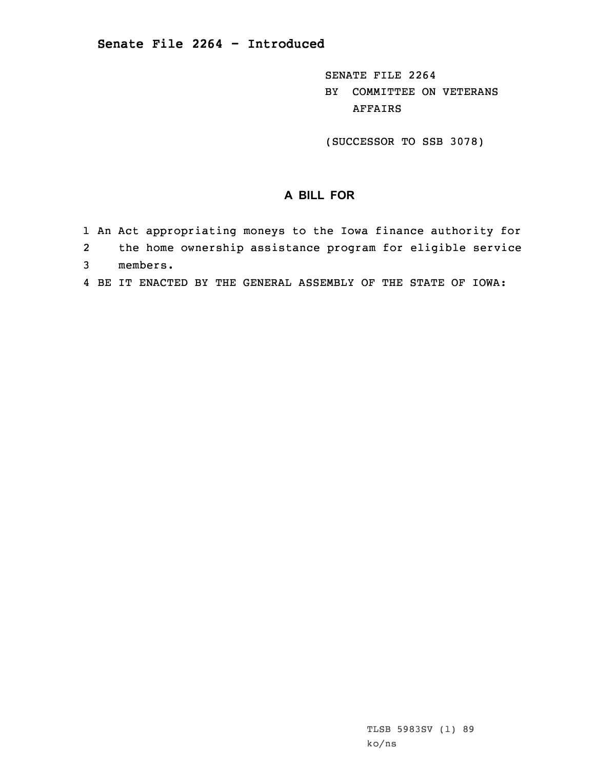# Senate File 2264 - Introduced

SENATE FILE 2264
BY COMMITTEE ON VETERANS AFFAIRS

(SUCCESSOR TO SSB 3078)

## A BILL FOR

1 An Act appropriating moneys to the Iowa finance authority for
2 the home ownership assistance program for eligible service
3 members.
4 BE IT ENACTED BY THE GENERAL ASSEMBLY OF THE STATE OF IOWA:

TLSB 5983SV (1) 89
ko/ns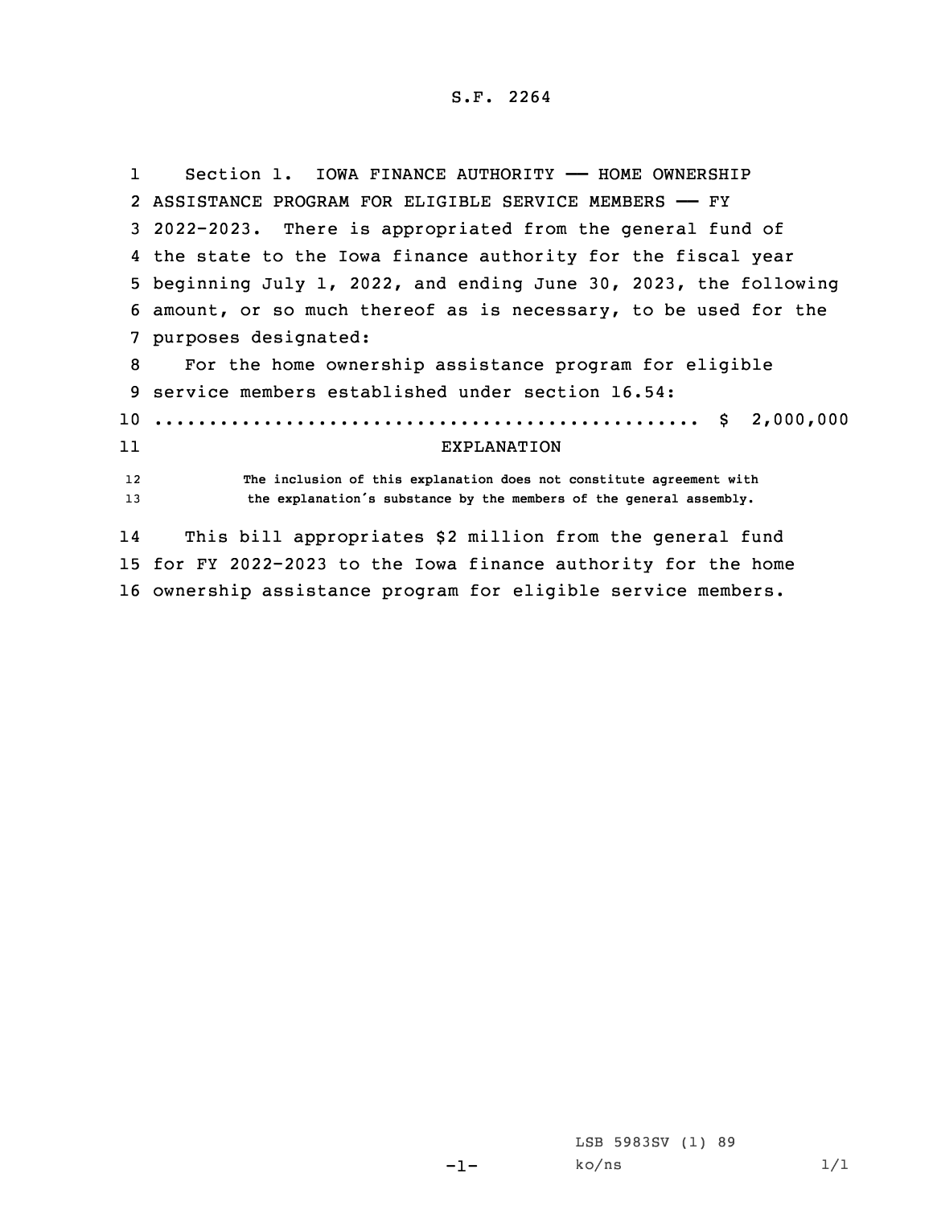S.F. 2264

Section 1. IOWA FINANCE AUTHORITY —— HOME OWNERSHIP ASSISTANCE PROGRAM FOR ELIGIBLE SERVICE MEMBERS —— FY 2022-2023. There is appropriated from the general fund of the state to the Iowa finance authority for the fiscal year beginning July 1, 2022, and ending June 30, 2023, the following amount, or so much thereof as is necessary, to be used for the purposes designated:

For the home ownership assistance program for eligible service members established under section 16.54:

.................................................. $ 2,000,000

## EXPLANATION

The inclusion of this explanation does not constitute agreement with the explanation's substance by the members of the general assembly.

This bill appropriates $2 million from the general fund for FY 2022-2023 to the Iowa finance authority for the home ownership assistance program for eligible service members.

LSB 5983SV (1) 89
ko/ns